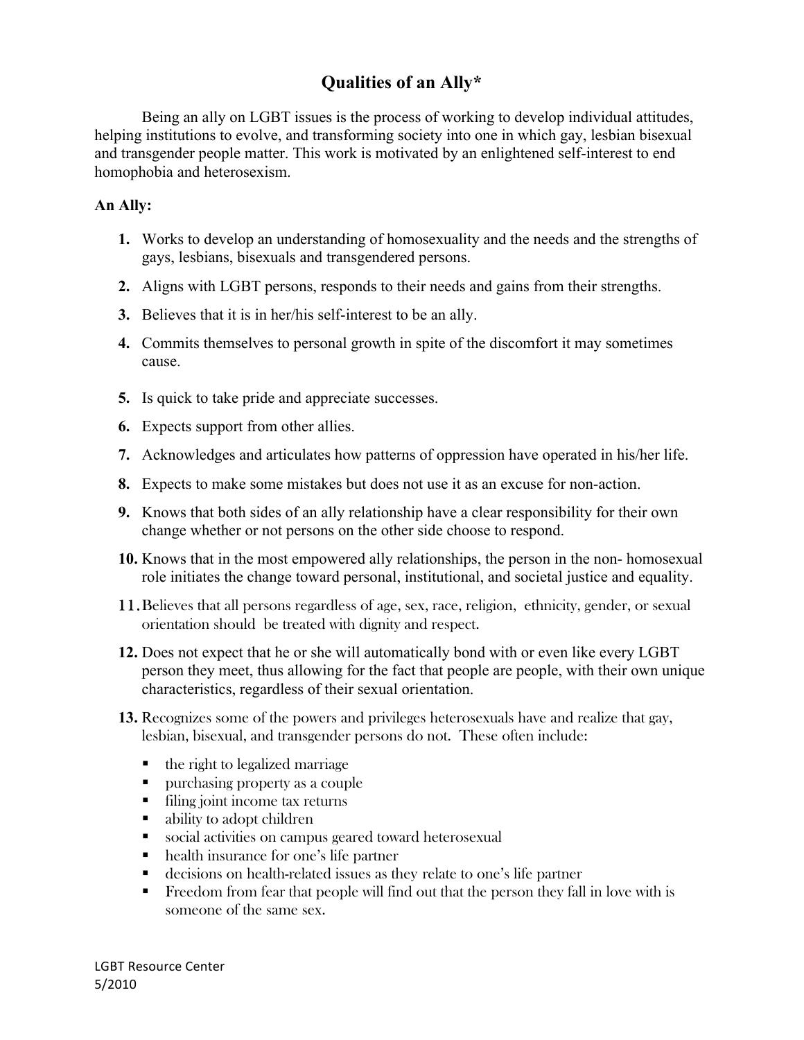# Qualities of an Ally*

Being an ally on LGBT issues is the process of working to develop individual attitudes, helping institutions to evolve, and transforming society into one in which gay, lesbian bisexual and transgender people matter. This work is motivated by an enlightened self-interest to end homophobia and heterosexism.

**An Ally:**

1. Works to develop an understanding of homosexuality and the needs and the strengths of gays, lesbians, bisexuals and transgendered persons.
2. Aligns with LGBT persons, responds to their needs and gains from their strengths.
3. Believes that it is in her/his self-interest to be an ally.
4. Commits themselves to personal growth in spite of the discomfort it may sometimes cause.
5. Is quick to take pride and appreciate successes.
6. Expects support from other allies.
7. Acknowledges and articulates how patterns of oppression have operated in his/her life.
8. Expects to make some mistakes but does not use it as an excuse for non-action.
9. Knows that both sides of an ally relationship have a clear responsibility for their own change whether or not persons on the other side choose to respond.
10. Knows that in the most empowered ally relationships, the person in the non- homosexual role initiates the change toward personal, institutional, and societal justice and equality.
11. Believes that all persons regardless of age, sex, race, religion, ethnicity, gender, or sexual orientation should be treated with dignity and respect.
12. Does not expect that he or she will automatically bond with or even like every LGBT person they meet, thus allowing for the fact that people are people, with their own unique characteristics, regardless of their sexual orientation.
13. Recognizes some of the powers and privileges heterosexuals have and realize that gay, lesbian, bisexual, and transgender persons do not. These often include:
    - the right to legalized marriage
    - purchasing property as a couple
    - filing joint income tax returns
    - ability to adopt children
    - social activities on campus geared toward heterosexual
    - health insurance for one's life partner
    - decisions on health-related issues as they relate to one's life partner
    - Freedom from fear that people will find out that the person they fall in love with is someone of the same sex.

LGBT Resource Center
5/2010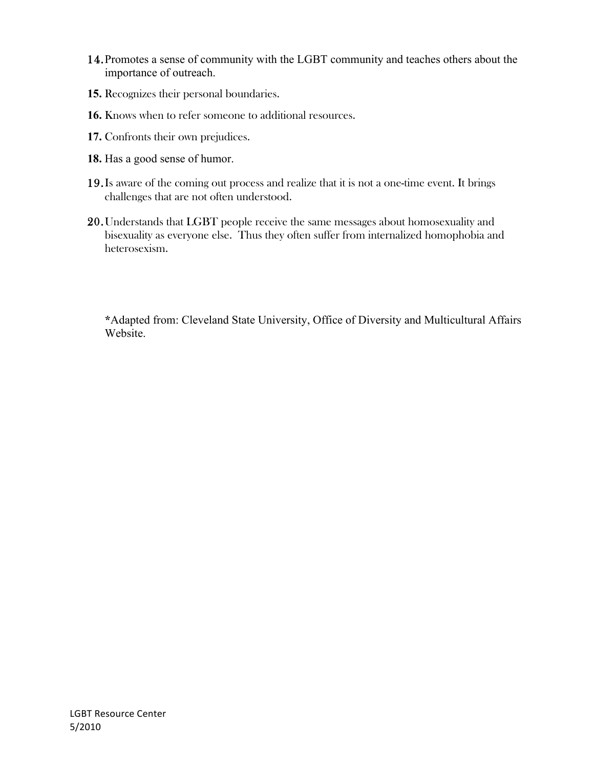14. Promotes a sense of community with the LGBT community and teaches others about the importance of outreach.

15. Recognizes their personal boundaries.

16. Knows when to refer someone to additional resources.

17. Confronts their own prejudices.

18. Has a good sense of humor.

19. Is aware of the coming out process and realize that it is not a one-time event. It brings challenges that are not often understood.

20. Understands that LGBT people receive the same messages about homosexuality and bisexuality as everyone else. Thus they often suffer from internalized homophobia and heterosexism.

*Adapted from: Cleveland State University, Office of Diversity and Multicultural Affairs Website.

LGBT Resource Center
5/2010